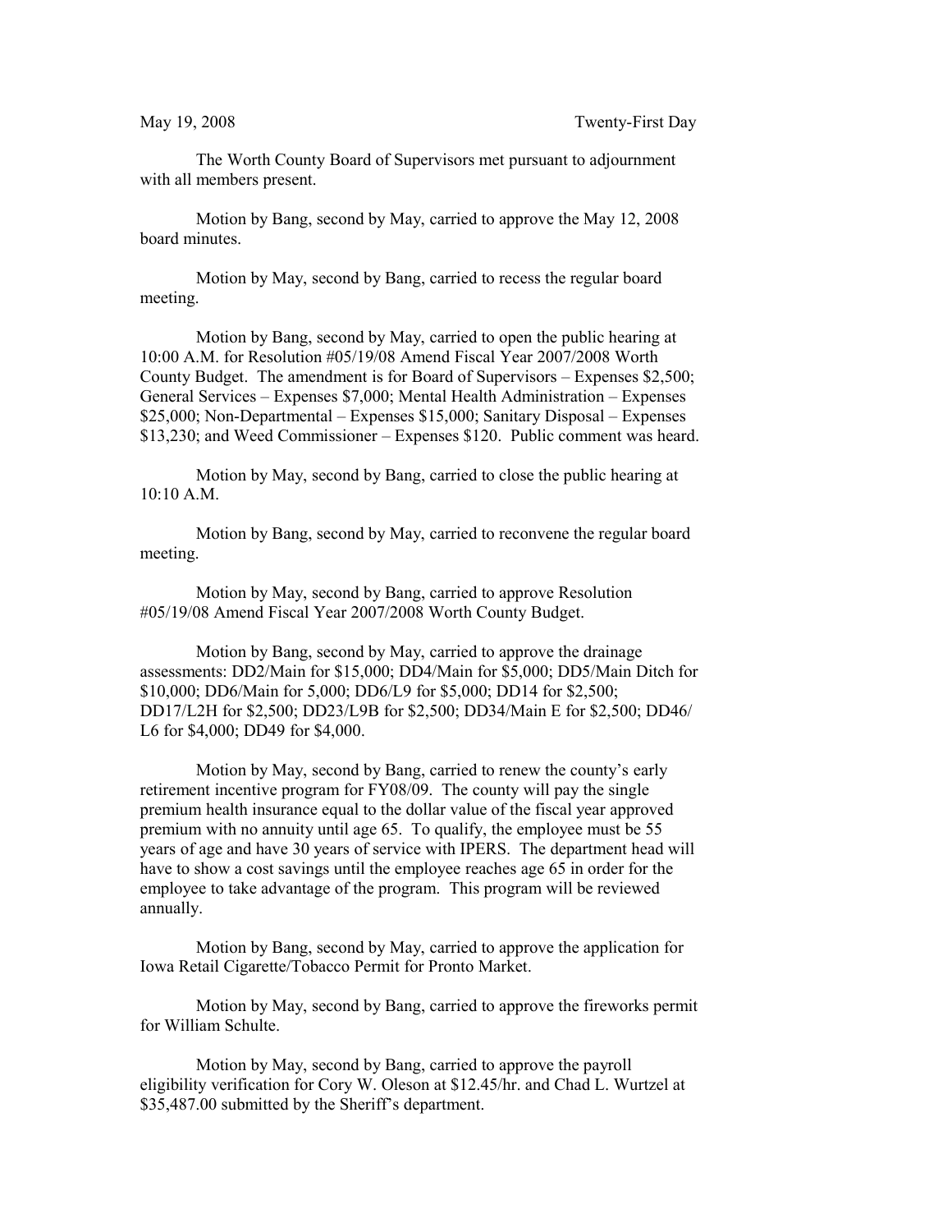May 19, 2008 Twenty-First Day

The Worth County Board of Supervisors met pursuant to adjournment with all members present.

Motion by Bang, second by May, carried to approve the May 12, 2008 board minutes.

Motion by May, second by Bang, carried to recess the regular board meeting.

Motion by Bang, second by May, carried to open the public hearing at 10:00 A.M. for Resolution #05/19/08 Amend Fiscal Year 2007/2008 Worth County Budget. The amendment is for Board of Supervisors – Expenses $2,500; General Services – Expenses $7,000; Mental Health Administration – Expenses $25,000; Non-Departmental – Expenses $15,000; Sanitary Disposal – Expenses $13,230; and Weed Commissioner – Expenses $120. Public comment was heard.

Motion by May, second by Bang, carried to close the public hearing at 10:10 A.M.

Motion by Bang, second by May, carried to reconvene the regular board meeting.

Motion by May, second by Bang, carried to approve Resolution #05/19/08 Amend Fiscal Year 2007/2008 Worth County Budget.

Motion by Bang, second by May, carried to approve the drainage assessments: DD2/Main for $15,000; DD4/Main for $5,000; DD5/Main Ditch for $10,000; DD6/Main for 5,000; DD6/L9 for $5,000; DD14 for $2,500; DD17/L2H for $2,500; DD23/L9B for $2,500; DD34/Main E for $2,500; DD46/ L6 for $4,000; DD49 for $4,000.

Motion by May, second by Bang, carried to renew the county's early retirement incentive program for FY08/09. The county will pay the single premium health insurance equal to the dollar value of the fiscal year approved premium with no annuity until age 65. To qualify, the employee must be 55 years of age and have 30 years of service with IPERS. The department head will have to show a cost savings until the employee reaches age 65 in order for the employee to take advantage of the program. This program will be reviewed annually.

Motion by Bang, second by May, carried to approve the application for Iowa Retail Cigarette/Tobacco Permit for Pronto Market.

Motion by May, second by Bang, carried to approve the fireworks permit for William Schulte.

Motion by May, second by Bang, carried to approve the payroll eligibility verification for Cory W. Oleson at $12.45/hr. and Chad L. Wurtzel at $35,487.00 submitted by the Sheriff's department.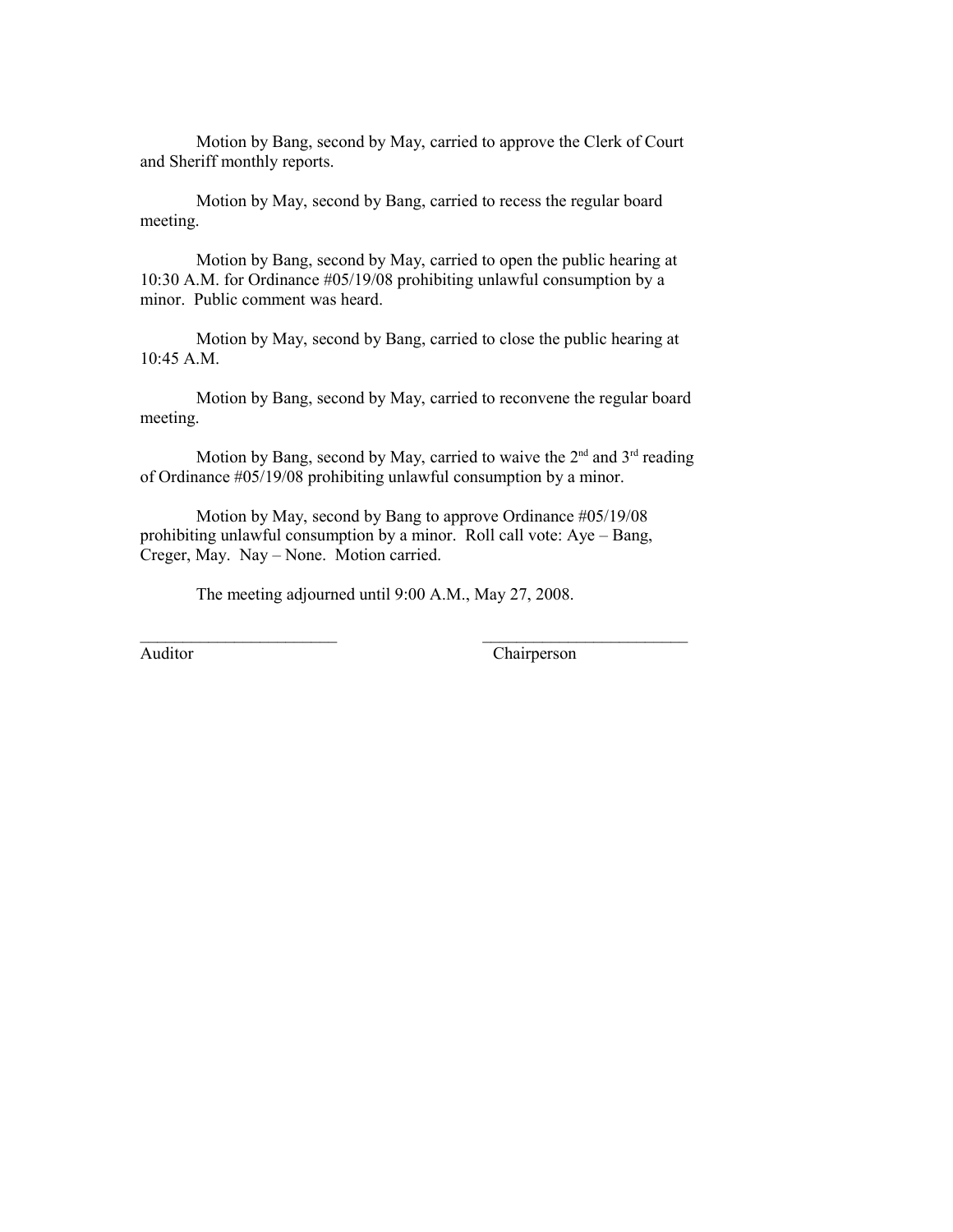Motion by Bang, second by May, carried to approve the Clerk of Court and Sheriff monthly reports.

Motion by May, second by Bang, carried to recess the regular board meeting.

Motion by Bang, second by May, carried to open the public hearing at 10:30 A.M. for Ordinance #05/19/08 prohibiting unlawful consumption by a minor. Public comment was heard.

Motion by May, second by Bang, carried to close the public hearing at 10:45 A.M.

Motion by Bang, second by May, carried to reconvene the regular board meeting.

Motion by Bang, second by May, carried to waive the 2nd and 3rd reading of Ordinance #05/19/08 prohibiting unlawful consumption by a minor.

Motion by May, second by Bang to approve Ordinance #05/19/08 prohibiting unlawful consumption by a minor. Roll call vote: Aye – Bang, Creger, May. Nay – None. Motion carried.

The meeting adjourned until 9:00 A.M., May 27, 2008.

\_\_\_\_\_\_\_\_\_\_\_\_\_\_\_\_\_\_\_\_\_\_\_\_ \_\_\_\_\_\_\_\_\_\_\_\_\_\_\_\_\_\_\_\_\_\_\_\_\_

Auditor Chairperson